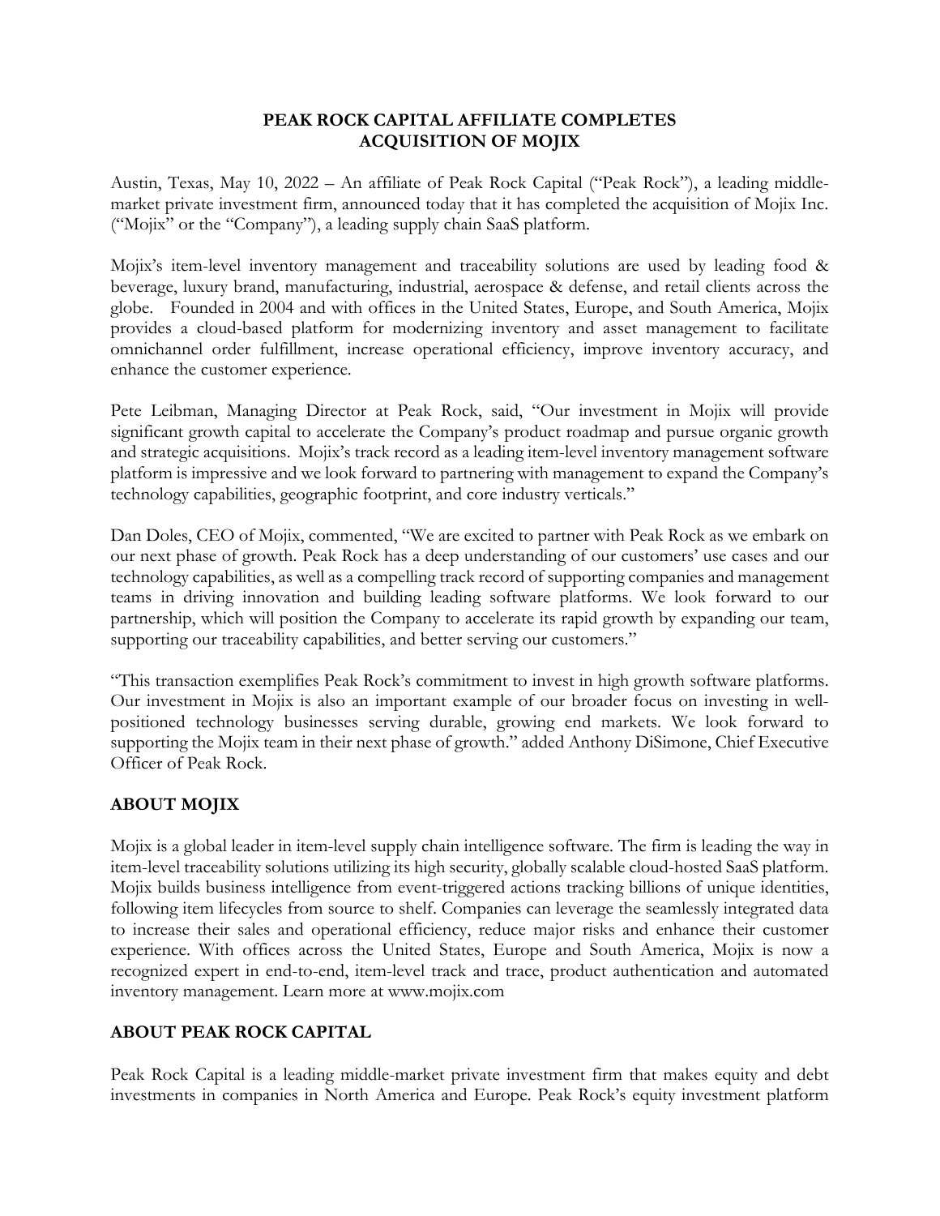# PEAK ROCK CAPITAL AFFILIATE COMPLETES ACQUISITION OF MOJIX

Austin, Texas, May 10, 2022 – An affiliate of Peak Rock Capital ("Peak Rock"), a leading middle-market private investment firm, announced today that it has completed the acquisition of Mojix Inc. ("Mojix" or the "Company"), a leading supply chain SaaS platform.

Mojix's item-level inventory management and traceability solutions are used by leading food & beverage, luxury brand, manufacturing, industrial, aerospace & defense, and retail clients across the globe. Founded in 2004 and with offices in the United States, Europe, and South America, Mojix provides a cloud-based platform for modernizing inventory and asset management to facilitate omnichannel order fulfillment, increase operational efficiency, improve inventory accuracy, and enhance the customer experience.

Pete Leibman, Managing Director at Peak Rock, said, "Our investment in Mojix will provide significant growth capital to accelerate the Company's product roadmap and pursue organic growth and strategic acquisitions. Mojix's track record as a leading item-level inventory management software platform is impressive and we look forward to partnering with management to expand the Company's technology capabilities, geographic footprint, and core industry verticals."

Dan Doles, CEO of Mojix, commented, "We are excited to partner with Peak Rock as we embark on our next phase of growth. Peak Rock has a deep understanding of our customers' use cases and our technology capabilities, as well as a compelling track record of supporting companies and management teams in driving innovation and building leading software platforms. We look forward to our partnership, which will position the Company to accelerate its rapid growth by expanding our team, supporting our traceability capabilities, and better serving our customers."

"This transaction exemplifies Peak Rock's commitment to invest in high growth software platforms. Our investment in Mojix is also an important example of our broader focus on investing in well-positioned technology businesses serving durable, growing end markets. We look forward to supporting the Mojix team in their next phase of growth." added Anthony DiSimone, Chief Executive Officer of Peak Rock.

## ABOUT MOJIX

Mojix is a global leader in item-level supply chain intelligence software. The firm is leading the way in item-level traceability solutions utilizing its high security, globally scalable cloud-hosted SaaS platform. Mojix builds business intelligence from event-triggered actions tracking billions of unique identities, following item lifecycles from source to shelf. Companies can leverage the seamlessly integrated data to increase their sales and operational efficiency, reduce major risks and enhance their customer experience. With offices across the United States, Europe and South America, Mojix is now a recognized expert in end-to-end, item-level track and trace, product authentication and automated inventory management. Learn more at www.mojix.com

## ABOUT PEAK ROCK CAPITAL

Peak Rock Capital is a leading middle-market private investment firm that makes equity and debt investments in companies in North America and Europe. Peak Rock's equity investment platform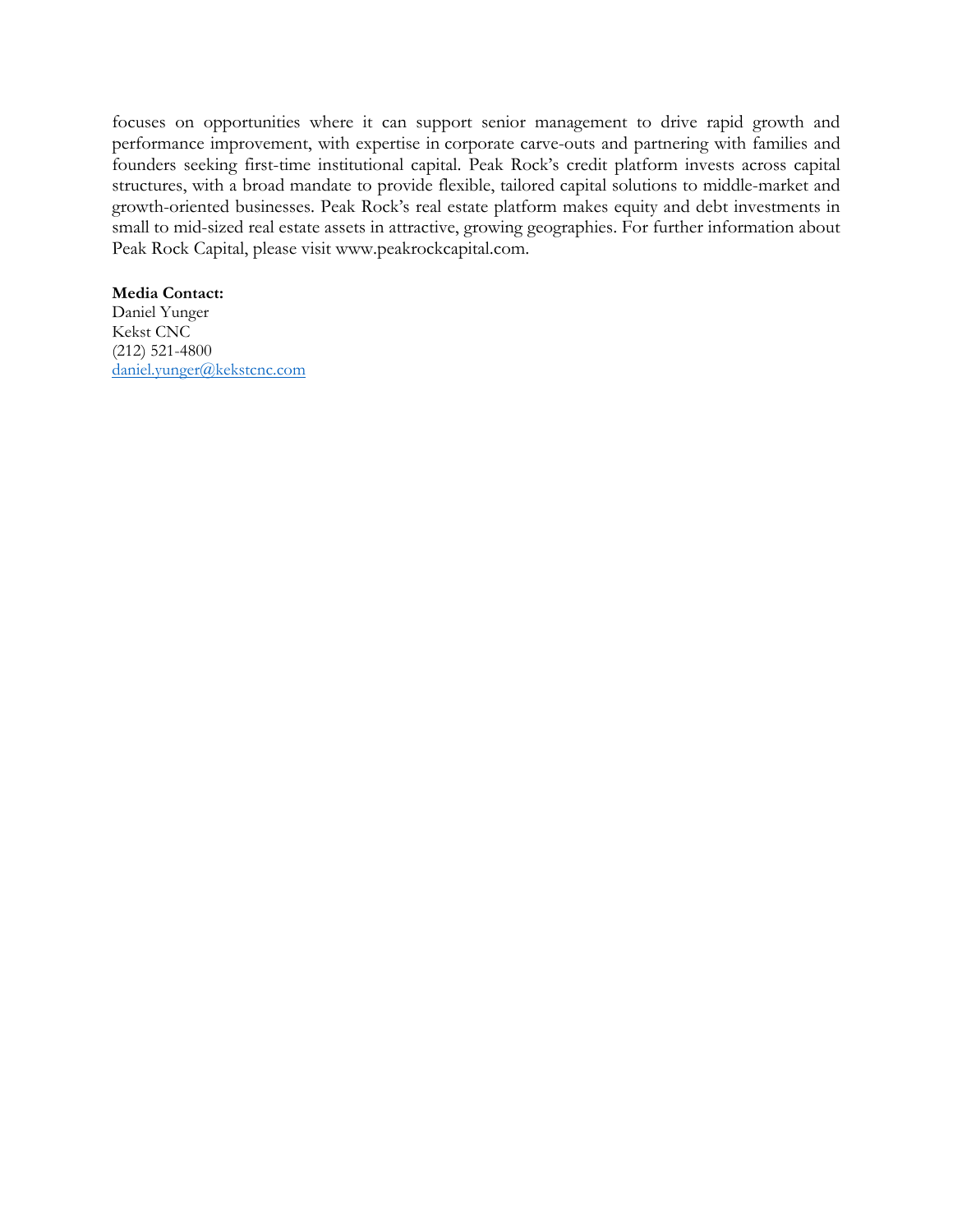focuses on opportunities where it can support senior management to drive rapid growth and performance improvement, with expertise in corporate carve-outs and partnering with families and founders seeking first-time institutional capital. Peak Rock's credit platform invests across capital structures, with a broad mandate to provide flexible, tailored capital solutions to middle-market and growth-oriented businesses. Peak Rock's real estate platform makes equity and debt investments in small to mid-sized real estate assets in attractive, growing geographies. For further information about Peak Rock Capital, please visit www.peakrockcapital.com.

**Media Contact:**
Daniel Yunger
Kekst CNC
(212) 521-4800
daniel.yunger@kekstcnc.com